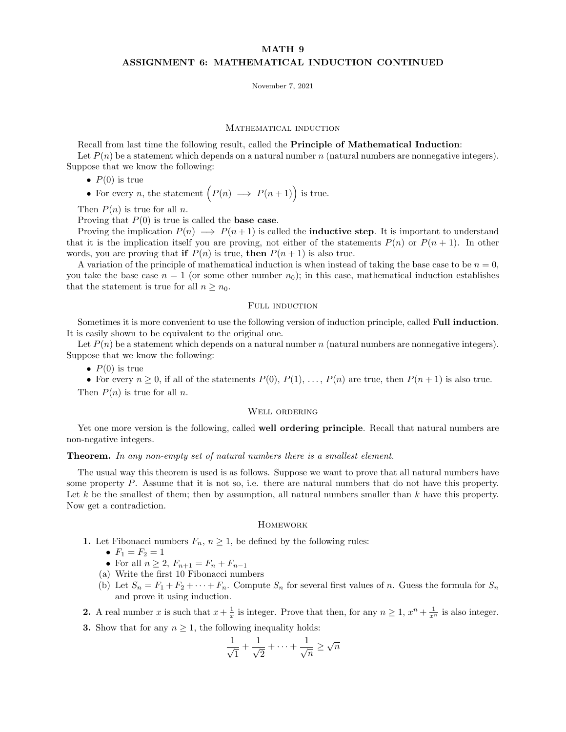# MATH 9
# ASSIGNMENT 6: MATHEMATICAL INDUCTION CONTINUED

November 7, 2021

## Mathematical induction

Recall from last time the following result, called the **Principle of Mathematical Induction**:

Let $P(n)$ be a statement which depends on a natural number $n$ (natural numbers are nonnegative integers). Suppose that we know the following:

- $P(0)$ is true
- For every $n$, the statement $\Big(P(n) \implies P(n+1)\Big)$ is true.

Then $P(n)$ is true for all $n$.

Proving that $P(0)$ is true is called the **base case**.

Proving the implication $P(n) \implies P(n+1)$ is called the **inductive step**. It is important to understand that it is the implication itself you are proving, not either of the statements $P(n)$ or $P(n+1)$. In other words, you are proving that **if** $P(n)$ is true, **then** $P(n+1)$ is also true.

A variation of the principle of mathematical induction is when instead of taking the base case to be $n = 0$, you take the base case $n = 1$ (or some other number $n_0$); in this case, mathematical induction establishes that the statement is true for all $n \geq n_0$.

## Full induction

Sometimes it is more convenient to use the following version of induction principle, called **Full induction**. It is easily shown to be equivalent to the original one.

Let $P(n)$ be a statement which depends on a natural number $n$ (natural numbers are nonnegative integers). Suppose that we know the following:

- $P(0)$ is true
- For every $n \geq 0$, if all of the statements $P(0)$, $P(1)$, $\dots$, $P(n)$ are true, then $P(n+1)$ is also true.

Then $P(n)$ is true for all $n$.

## Well ordering

Yet one more version is the following, called **well ordering principle**. Recall that natural numbers are non-negative integers.

**Theorem.** *In any non-empty set of natural numbers there is a smallest element.*

The usual way this theorem is used is as follows. Suppose we want to prove that all natural numbers have some property $P$. Assume that it is not so, i.e. there are natural numbers that do not have this property. Let $k$ be the smallest of them; then by assumption, all natural numbers smaller than $k$ have this property. Now get a contradiction.

## Homework

**1.** Let Fibonacci numbers $F_n$, $n \geq 1$, be defined by the following rules:
- $F_1 = F_2 = 1$
- For all $n \geq 2$, $F_{n+1} = F_n + F_{n-1}$

(a) Write the first 10 Fibonacci numbers

(b) Let $S_n = F_1 + F_2 + \cdots + F_n$. Compute $S_n$ for several first values of $n$. Guess the formula for $S_n$ and prove it using induction.

**2.** A real number $x$ is such that $x + \frac{1}{x}$ is integer. Prove that then, for any $n \geq 1$, $x^n + \frac{1}{x^n}$ is also integer.

**3.** Show that for any $n \geq 1$, the following inequality holds:

$$\frac{1}{\sqrt{1}} + \frac{1}{\sqrt{2}} + \cdots + \frac{1}{\sqrt{n}} \geq \sqrt{n}$$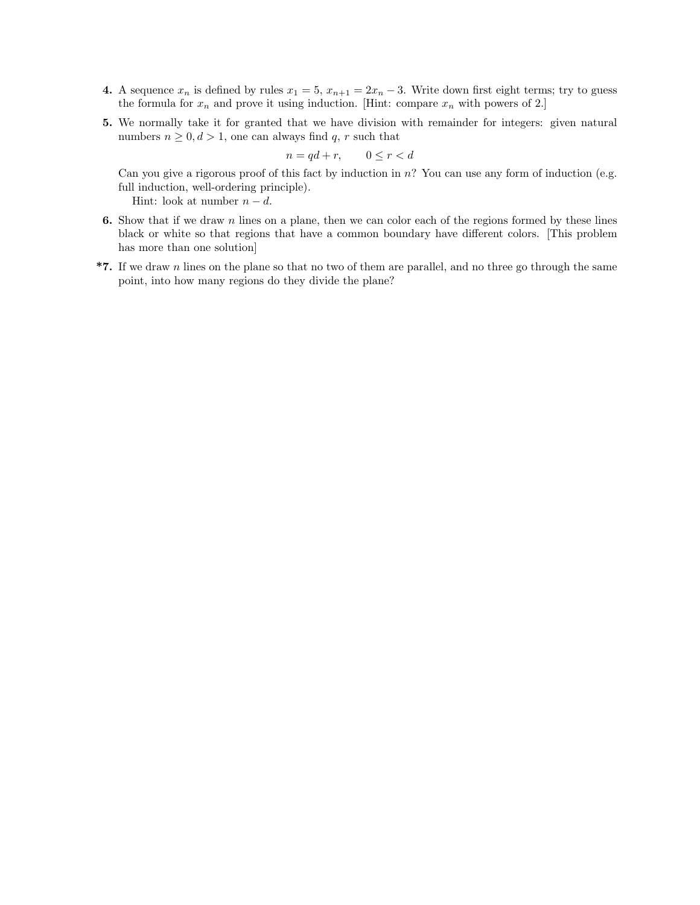**4.** A sequence $x_n$ is defined by rules $x_1 = 5$, $x_{n+1} = 2x_n - 3$. Write down first eight terms; try to guess the formula for $x_n$ and prove it using induction. [Hint: compare $x_n$ with powers of 2.]

**5.** We normally take it for granted that we have division with remainder for integers: given natural numbers $n \geq 0, d > 1$, one can always find $q$, $r$ such that

$$n = qd + r, \qquad 0 \leq r < d$$

Can you give a rigorous proof of this fact by induction in $n$? You can use any form of induction (e.g. full induction, well-ordering principle).

Hint: look at number $n - d$.

**6.** Show that if we draw $n$ lines on a plane, then we can color each of the regions formed by these lines black or white so that regions that have a common boundary have different colors. [This problem has more than one solution]

***7.** If we draw $n$ lines on the plane so that no two of them are parallel, and no three go through the same point, into how many regions do they divide the plane?